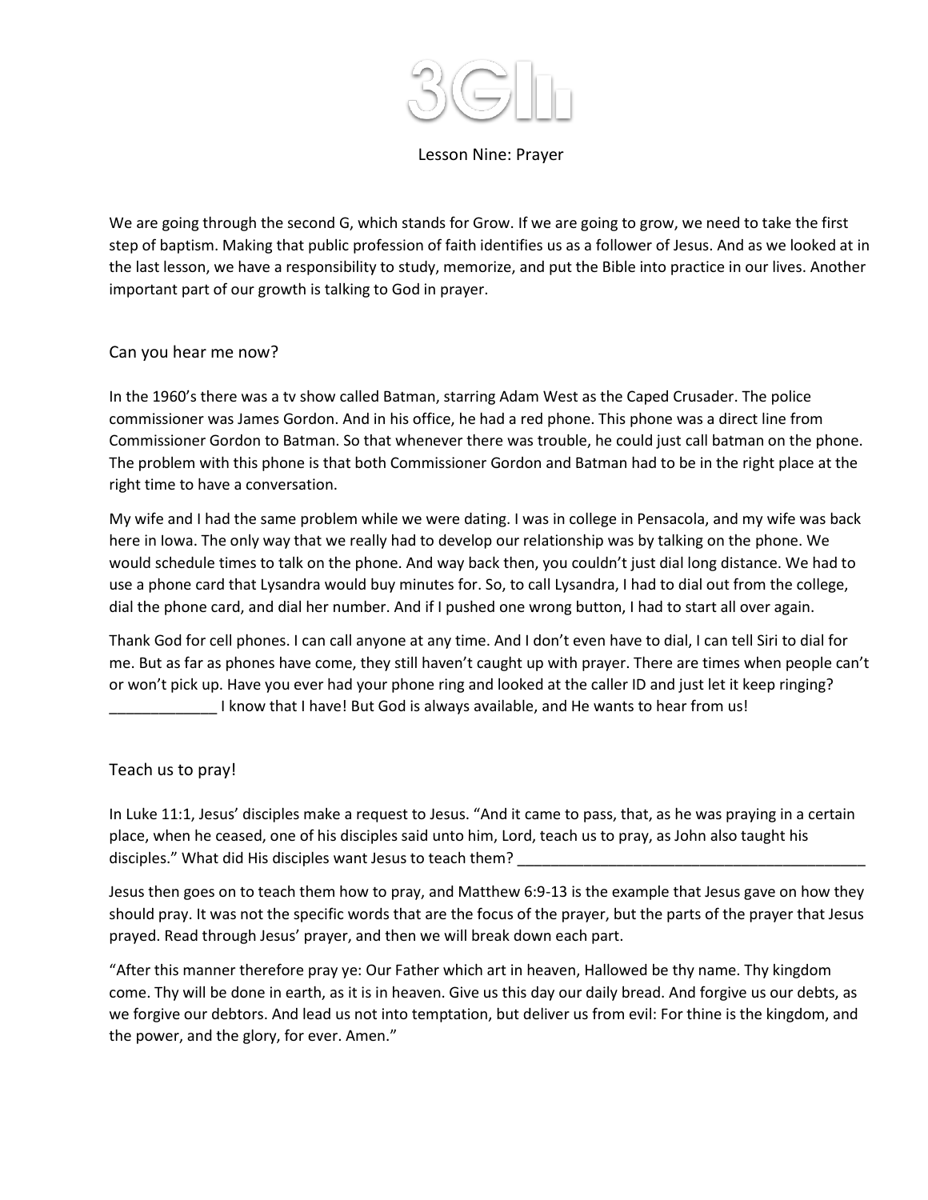# 3GIt

## Lesson Nine: Prayer

We are going through the second G, which stands for Grow. If we are going to grow, we need to take the first step of baptism. Making that public profession of faith identifies us as a follower of Jesus. And as we looked at in the last lesson, we have a responsibility to study, memorize, and put the Bible into practice in our lives. Another important part of our growth is talking to God in prayer.

### Can you hear me now?

In the 1960's there was a tv show called Batman, starring Adam West as the Caped Crusader. The police commissioner was James Gordon. And in his office, he had a red phone. This phone was a direct line from Commissioner Gordon to Batman. So that whenever there was trouble, he could just call batman on the phone. The problem with this phone is that both Commissioner Gordon and Batman had to be in the right place at the right time to have a conversation.

My wife and I had the same problem while we were dating. I was in college in Pensacola, and my wife was back here in Iowa. The only way that we really had to develop our relationship was by talking on the phone. We would schedule times to talk on the phone. And way back then, you couldn't just dial long distance. We had to use a phone card that Lysandra would buy minutes for. So, to call Lysandra, I had to dial out from the college, dial the phone card, and dial her number. And if I pushed one wrong button, I had to start all over again.

Thank God for cell phones. I can call anyone at any time. And I don't even have to dial, I can tell Siri to dial for me. But as far as phones have come, they still haven't caught up with prayer. There are times when people can't or won't pick up. Have you ever had your phone ring and looked at the caller ID and just let it keep ringing? _____________ I know that I have! But God is always available, and He wants to hear from us!

### Teach us to pray!

In Luke 11:1, Jesus' disciples make a request to Jesus. "And it came to pass, that, as he was praying in a certain place, when he ceased, one of his disciples said unto him, Lord, teach us to pray, as John also taught his disciples." What did His disciples want Jesus to teach them? ____________________________________________

Jesus then goes on to teach them how to pray, and Matthew 6:9-13 is the example that Jesus gave on how they should pray. It was not the specific words that are the focus of the prayer, but the parts of the prayer that Jesus prayed. Read through Jesus' prayer, and then we will break down each part.

"After this manner therefore pray ye: Our Father which art in heaven, Hallowed be thy name. Thy kingdom come. Thy will be done in earth, as it is in heaven. Give us this day our daily bread. And forgive us our debts, as we forgive our debtors. And lead us not into temptation, but deliver us from evil: For thine is the kingdom, and the power, and the glory, for ever. Amen."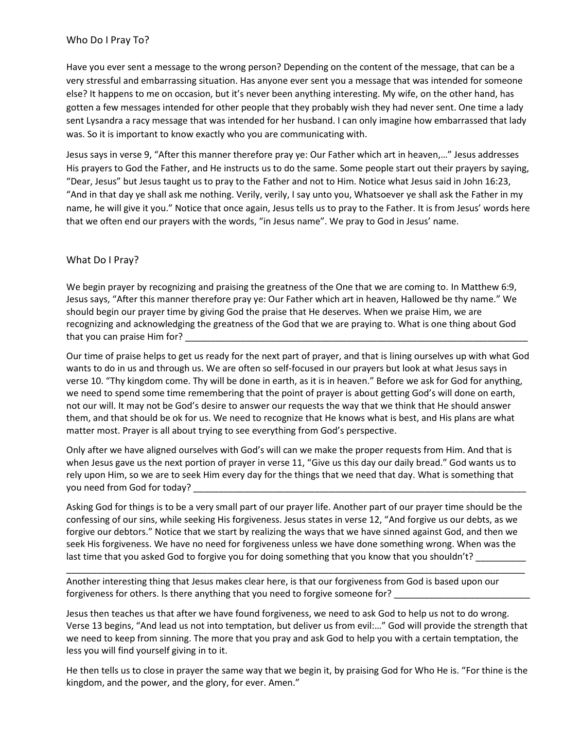## Who Do I Pray To?

Have you ever sent a message to the wrong person? Depending on the content of the message, that can be a very stressful and embarrassing situation. Has anyone ever sent you a message that was intended for someone else? It happens to me on occasion, but it's never been anything interesting. My wife, on the other hand, has gotten a few messages intended for other people that they probably wish they had never sent. One time a lady sent Lysandra a racy message that was intended for her husband. I can only imagine how embarrassed that lady was. So it is important to know exactly who you are communicating with.

Jesus says in verse 9, "After this manner therefore pray ye: Our Father which art in heaven,…" Jesus addresses His prayers to God the Father, and He instructs us to do the same. Some people start out their prayers by saying, "Dear, Jesus" but Jesus taught us to pray to the Father and not to Him. Notice what Jesus said in John 16:23, "And in that day ye shall ask me nothing. Verily, verily, I say unto you, Whatsoever ye shall ask the Father in my name, he will give it you." Notice that once again, Jesus tells us to pray to the Father. It is from Jesus' words here that we often end our prayers with the words, "in Jesus name". We pray to God in Jesus' name.

## What Do I Pray?

We begin prayer by recognizing and praising the greatness of the One that we are coming to. In Matthew 6:9, Jesus says, "After this manner therefore pray ye: Our Father which art in heaven, Hallowed be thy name." We should begin our prayer time by giving God the praise that He deserves. When we praise Him, we are recognizing and acknowledging the greatness of the God that we are praying to. What is one thing about God that you can praise Him for? ______________________________________________________________________

Our time of praise helps to get us ready for the next part of prayer, and that is lining ourselves up with what God wants to do in us and through us. We are often so self-focused in our prayers but look at what Jesus says in verse 10. "Thy kingdom come. Thy will be done in earth, as it is in heaven." Before we ask for God for anything, we need to spend some time remembering that the point of prayer is about getting God's will done on earth, not our will. It may not be God's desire to answer our requests the way that we think that He should answer them, and that should be ok for us. We need to recognize that He knows what is best, and His plans are what matter most. Prayer is all about trying to see everything from God's perspective.

Only after we have aligned ourselves with God's will can we make the proper requests from Him. And that is when Jesus gave us the next portion of prayer in verse 11, "Give us this day our daily bread." God wants us to rely upon Him, so we are to seek Him every day for the things that we need that day. What is something that you need from God for today? ____________________________________________________________________

Asking God for things is to be a very small part of our prayer life. Another part of our prayer time should be the confessing of our sins, while seeking His forgiveness. Jesus states in verse 12, "And forgive us our debts, as we forgive our debtors." Notice that we start by realizing the ways that we have sinned against God, and then we seek His forgiveness. We have no need for forgiveness unless we have done something wrong. When was the last time that you asked God to forgive you for doing something that you know that you shouldn't? __________
_____________________________________________________________________________________________

Another interesting thing that Jesus makes clear here, is that our forgiveness from God is based upon our forgiveness for others. Is there anything that you need to forgive someone for? ___________________________

Jesus then teaches us that after we have found forgiveness, we need to ask God to help us not to do wrong. Verse 13 begins, "And lead us not into temptation, but deliver us from evil:…" God will provide the strength that we need to keep from sinning. The more that you pray and ask God to help you with a certain temptation, the less you will find yourself giving in to it.

He then tells us to close in prayer the same way that we begin it, by praising God for Who He is. "For thine is the kingdom, and the power, and the glory, for ever. Amen."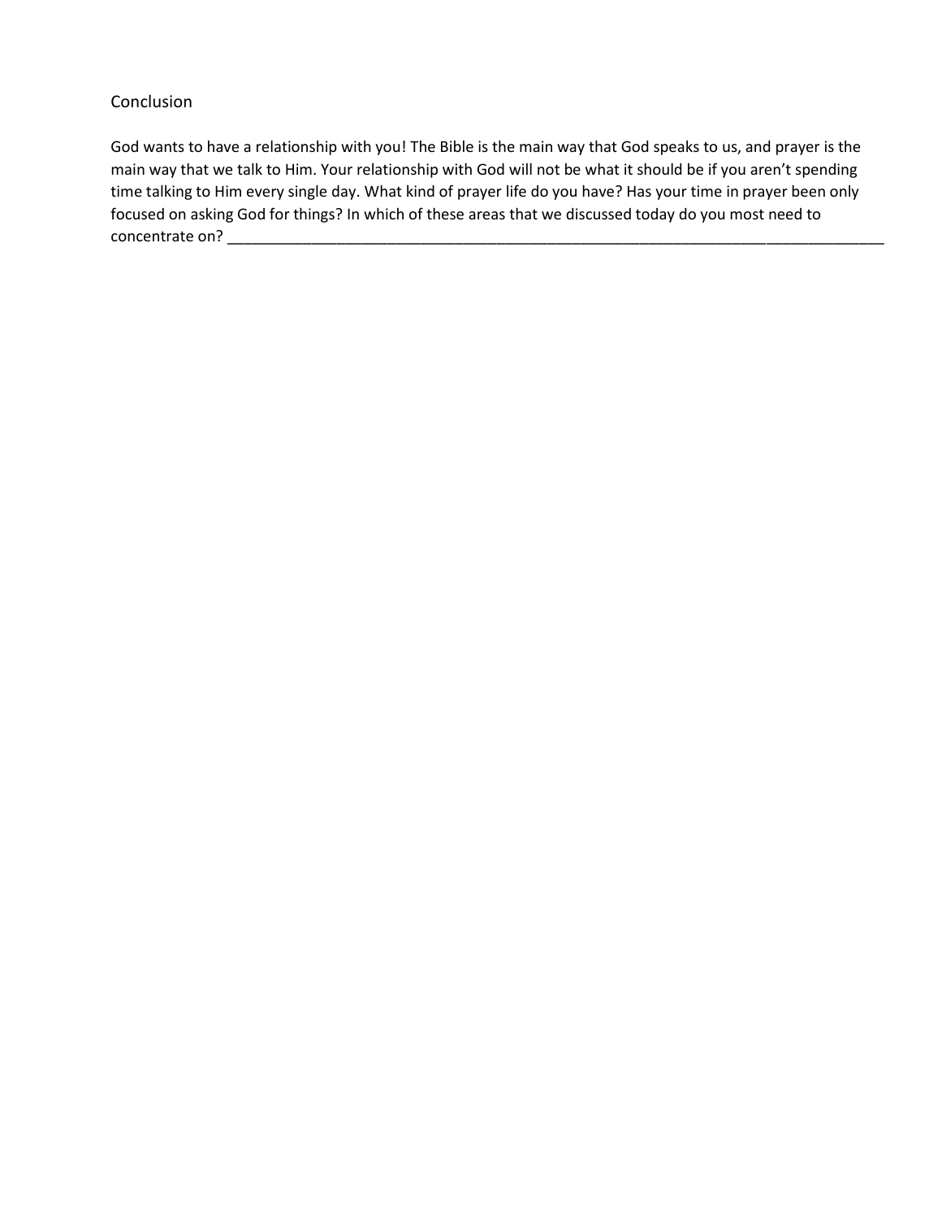## Conclusion

God wants to have a relationship with you! The Bible is the main way that God speaks to us, and prayer is the main way that we talk to Him. Your relationship with God will not be what it should be if you aren't spending time talking to Him every single day. What kind of prayer life do you have? Has your time in prayer been only focused on asking God for things? In which of these areas that we discussed today do you most need to concentrate on? ______________________________________________________________________________